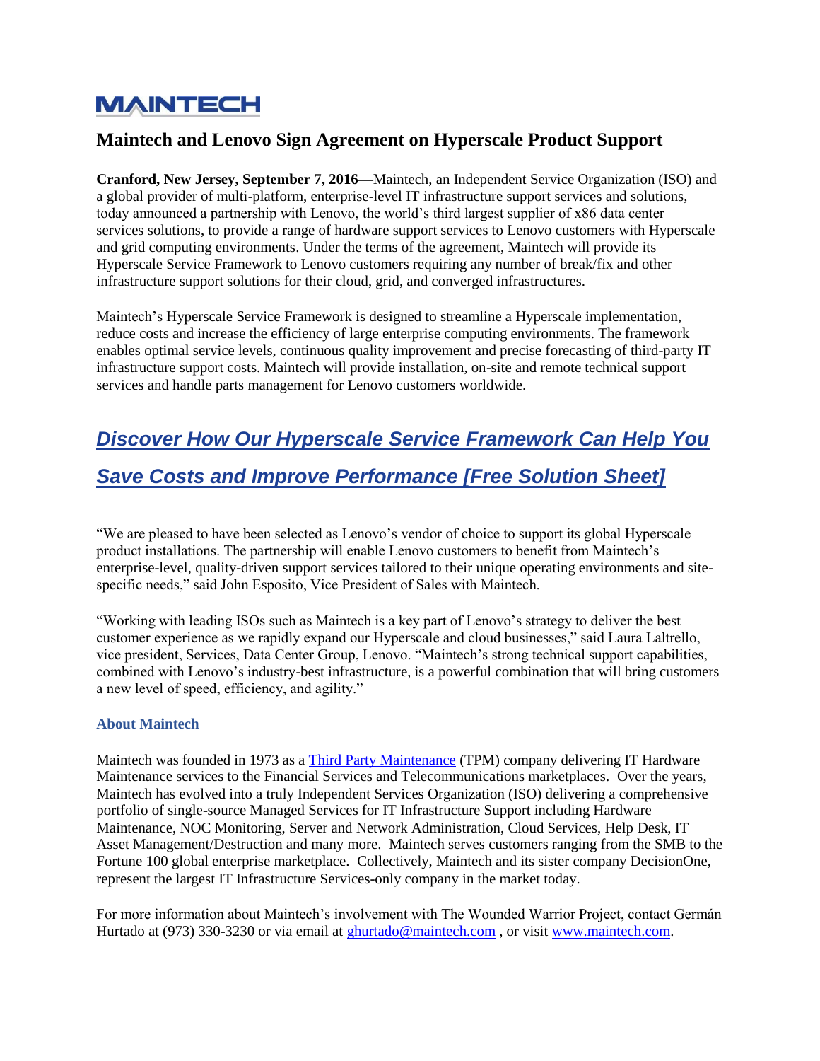# MAINTECH

## Maintech and Lenovo Sign Agreement on Hyperscale Product Support

**Cranford, New Jersey, September 7, 2016—**Maintech, an Independent Service Organization (ISO) and a global provider of multi-platform, enterprise-level IT infrastructure support services and solutions, today announced a partnership with Lenovo, the world's third largest supplier of x86 data center services solutions, to provide a range of hardware support services to Lenovo customers with Hyperscale and grid computing environments. Under the terms of the agreement, Maintech will provide its Hyperscale Service Framework to Lenovo customers requiring any number of break/fix and other infrastructure support solutions for their cloud, grid, and converged infrastructures.

Maintech's Hyperscale Service Framework is designed to streamline a Hyperscale implementation, reduce costs and increase the efficiency of large enterprise computing environments. The framework enables optimal service levels, continuous quality improvement and precise forecasting of third-party IT infrastructure support costs. Maintech will provide installation, on-site and remote technical support services and handle parts management for Lenovo customers worldwide.

## *Discover How Our Hyperscale Service Framework Can Help You Save Costs and Improve Performance [Free Solution Sheet]*

"We are pleased to have been selected as Lenovo's vendor of choice to support its global Hyperscale product installations. The partnership will enable Lenovo customers to benefit from Maintech's enterprise-level, quality-driven support services tailored to their unique operating environments and site-specific needs," said John Esposito, Vice President of Sales with Maintech.

"Working with leading ISOs such as Maintech is a key part of Lenovo's strategy to deliver the best customer experience as we rapidly expand our Hyperscale and cloud businesses," said Laura Laltrello, vice president, Services, Data Center Group, Lenovo. "Maintech's strong technical support capabilities, combined with Lenovo's industry-best infrastructure, is a powerful combination that will bring customers a new level of speed, efficiency, and agility."

### About Maintech

Maintech was founded in 1973 as a Third Party Maintenance (TPM) company delivering IT Hardware Maintenance services to the Financial Services and Telecommunications marketplaces. Over the years, Maintech has evolved into a truly Independent Services Organization (ISO) delivering a comprehensive portfolio of single-source Managed Services for IT Infrastructure Support including Hardware Maintenance, NOC Monitoring, Server and Network Administration, Cloud Services, Help Desk, IT Asset Management/Destruction and many more. Maintech serves customers ranging from the SMB to the Fortune 100 global enterprise marketplace. Collectively, Maintech and its sister company DecisionOne, represent the largest IT Infrastructure Services-only company in the market today.

For more information about Maintech's involvement with The Wounded Warrior Project, contact Germán Hurtado at (973) 330-3230 or via email at ghurtado@maintech.com , or visit www.maintech.com.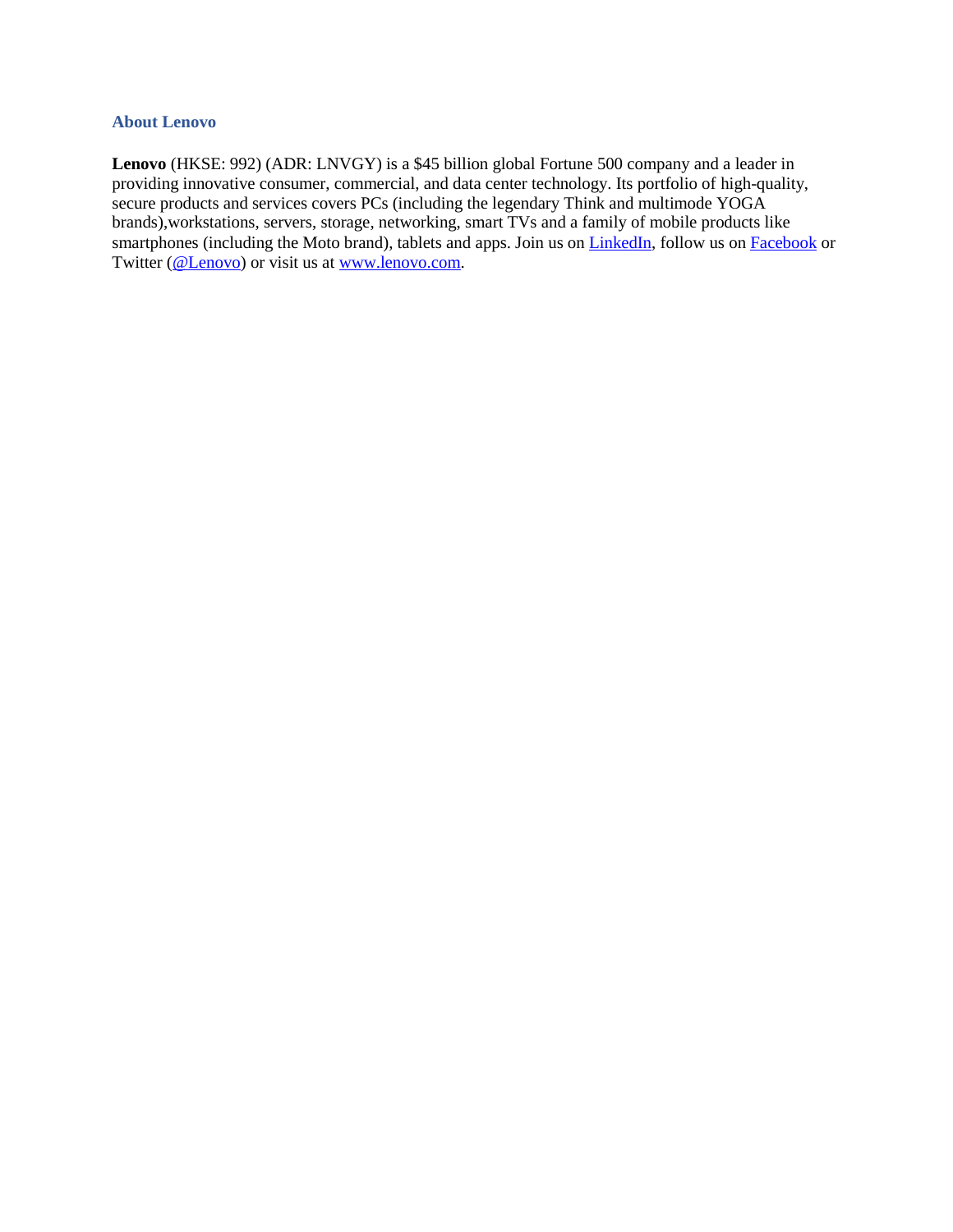### About Lenovo

**Lenovo** (HKSE: 992) (ADR: LNVGY) is a $45 billion global Fortune 500 company and a leader in providing innovative consumer, commercial, and data center technology. Its portfolio of high-quality, secure products and services covers PCs (including the legendary Think and multimode YOGA brands),workstations, servers, storage, networking, smart TVs and a family of mobile products like smartphones (including the Moto brand), tablets and apps. Join us on LinkedIn, follow us on Facebook or Twitter (@Lenovo) or visit us at www.lenovo.com.